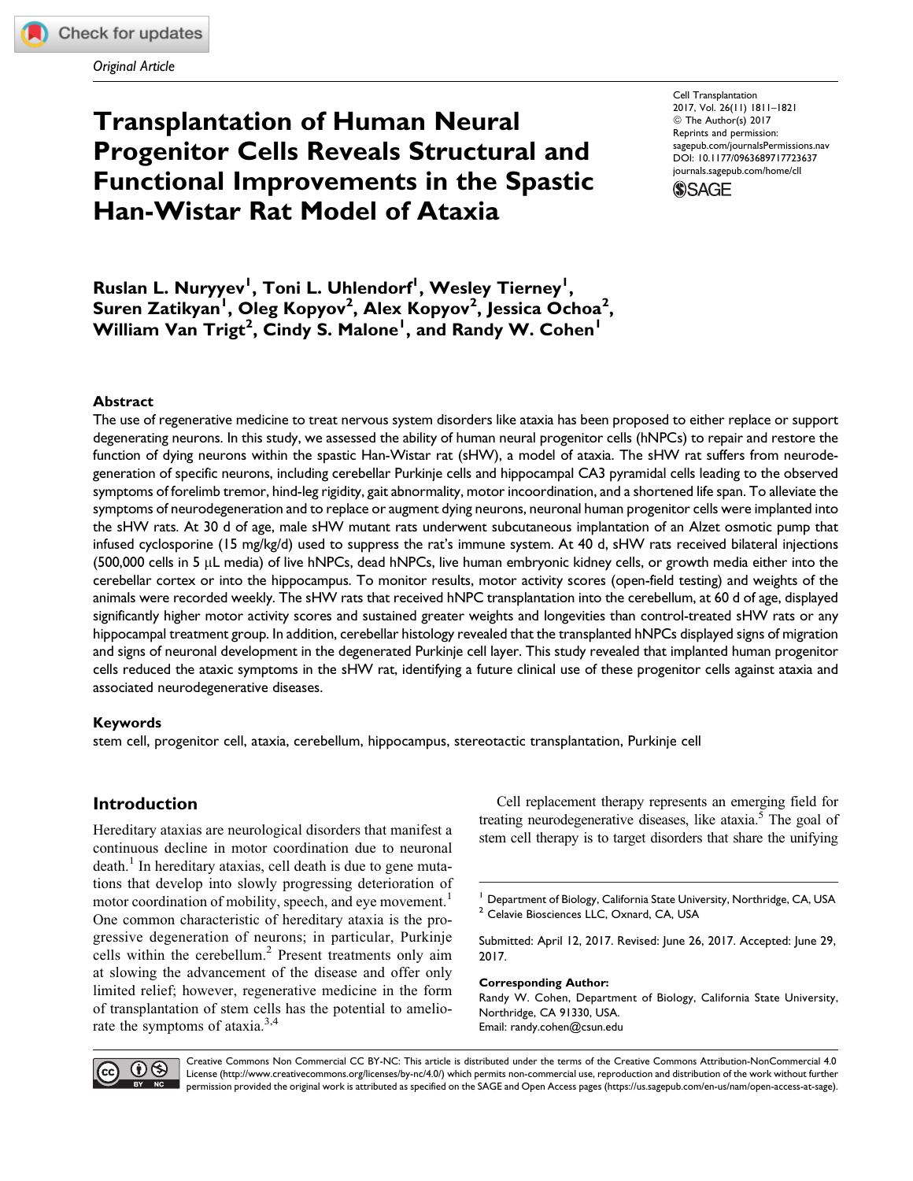*Original Article*

# Transplantation of Human Neural Progenitor Cells Reveals Structural and Functional Improvements in the Spastic Han-Wistar Rat Model of Ataxia

Cell Transplantation
2017, Vol. 26(11) 1811–1821
© The Author(s) 2017
Reprints and permission: sagepub.com/journalsPermissions.nav
DOI: 10.1177/0963689717723637
journals.sagepub.com/home/cll

**Ruslan L. Nuryyev[1], Toni L. Uhlendorf[1], Wesley Tierney[1], Suren Zatikyan[1], Oleg Kopyov[2], Alex Kopyov[2], Jessica Ochoa[2], William Van Trigt[2], Cindy S. Malone[1], and Randy W. Cohen[1]**

### Abstract

The use of regenerative medicine to treat nervous system disorders like ataxia has been proposed to either replace or support degenerating neurons. In this study, we assessed the ability of human neural progenitor cells (hNPCs) to repair and restore the function of dying neurons within the spastic Han-Wistar rat (sHW), a model of ataxia. The sHW rat suffers from neurodegeneration of specific neurons, including cerebellar Purkinje cells and hippocampal CA3 pyramidal cells leading to the observed symptoms of forelimb tremor, hind-leg rigidity, gait abnormality, motor incoordination, and a shortened life span. To alleviate the symptoms of neurodegeneration and to replace or augment dying neurons, neuronal human progenitor cells were implanted into the sHW rats. At 30 d of age, male sHW mutant rats underwent subcutaneous implantation of an Alzet osmotic pump that infused cyclosporine (15 mg/kg/d) used to suppress the rat's immune system. At 40 d, sHW rats received bilateral injections (500,000 cells in 5 μL media) of live hNPCs, dead hNPCs, live human embryonic kidney cells, or growth media either into the cerebellar cortex or into the hippocampus. To monitor results, motor activity scores (open-field testing) and weights of the animals were recorded weekly. The sHW rats that received hNPC transplantation into the cerebellum, at 60 d of age, displayed significantly higher motor activity scores and sustained greater weights and longevities than control-treated sHW rats or any hippocampal treatment group. In addition, cerebellar histology revealed that the transplanted hNPCs displayed signs of migration and signs of neuronal development in the degenerated Purkinje cell layer. This study revealed that implanted human progenitor cells reduced the ataxic symptoms in the sHW rat, identifying a future clinical use of these progenitor cells against ataxia and associated neurodegenerative diseases.

### Keywords

stem cell, progenitor cell, ataxia, cerebellum, hippocampus, stereotactic transplantation, Purkinje cell

## Introduction

Hereditary ataxias are neurological disorders that manifest a continuous decline in motor coordination due to neuronal death.[1] In hereditary ataxias, cell death is due to gene mutations that develop into slowly progressing deterioration of motor coordination of mobility, speech, and eye movement.[1] One common characteristic of hereditary ataxia is the progressive degeneration of neurons; in particular, Purkinje cells within the cerebellum.[2] Present treatments only aim at slowing the advancement of the disease and offer only limited relief; however, regenerative medicine in the form of transplantation of stem cells has the potential to ameliorate the symptoms of ataxia.[3,4]

Cell replacement therapy represents an emerging field for treating neurodegenerative diseases, like ataxia.[5] The goal of stem cell therapy is to target disorders that share the unifying

[1] Department of Biology, California State University, Northridge, CA, USA
[2] Celavie Biosciences LLC, Oxnard, CA, USA

Submitted: April 12, 2017. Revised: June 26, 2017. Accepted: June 29, 2017.

**Corresponding Author:**
Randy W. Cohen, Department of Biology, California State University, Northridge, CA 91330, USA.
Email: randy.cohen@csun.edu

Creative Commons Non Commercial CC BY-NC: This article is distributed under the terms of the Creative Commons Attribution-NonCommercial 4.0 License (http://www.creativecommons.org/licenses/by-nc/4.0/) which permits non-commercial use, reproduction and distribution of the work without further permission provided the original work is attributed as specified on the SAGE and Open Access pages (https://us.sagepub.com/en-us/nam/open-access-at-sage).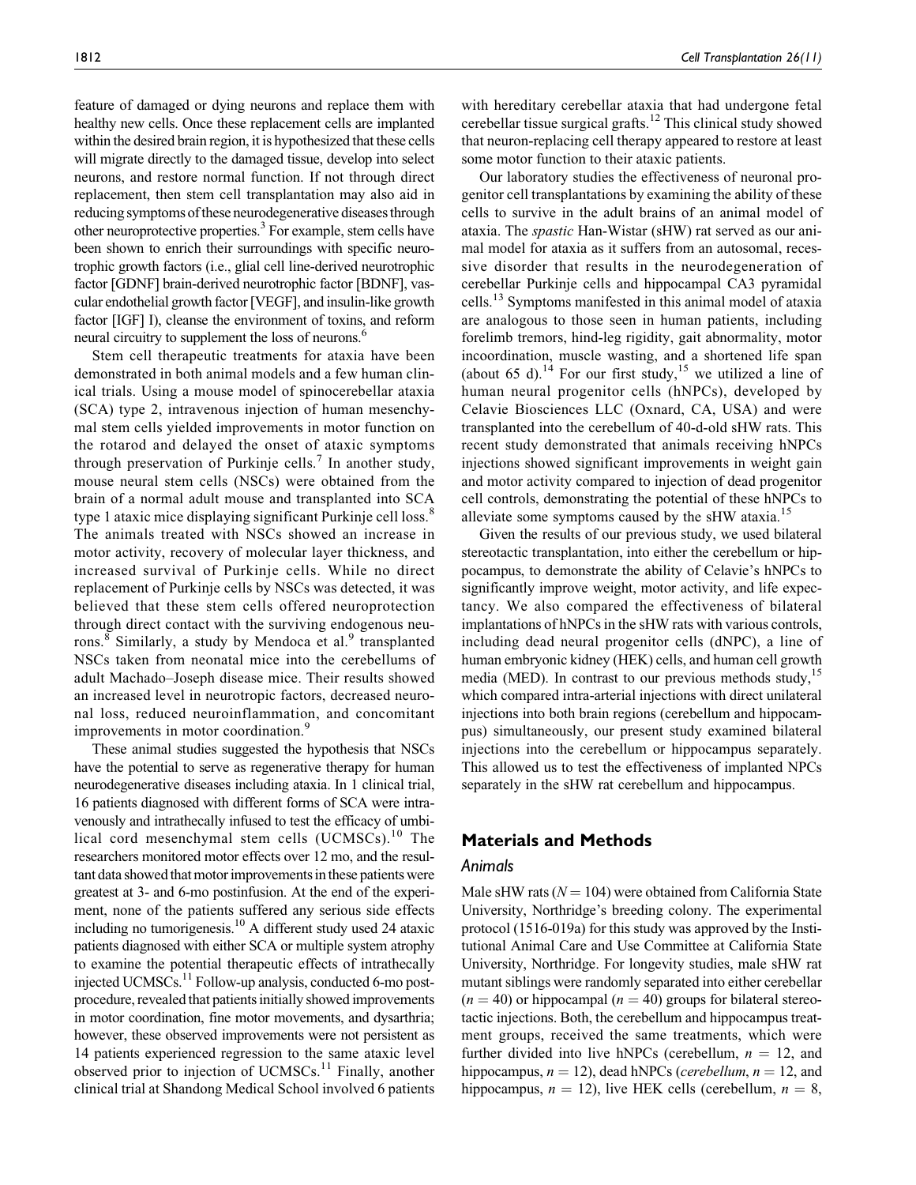feature of damaged or dying neurons and replace them with healthy new cells. Once these replacement cells are implanted within the desired brain region, it is hypothesized that these cells will migrate directly to the damaged tissue, develop into select neurons, and restore normal function. If not through direct replacement, then stem cell transplantation may also aid in reducing symptoms of these neurodegenerative diseases through other neuroprotective properties.[3] For example, stem cells have been shown to enrich their surroundings with specific neurotrophic growth factors (i.e., glial cell line-derived neurotrophic factor [GDNF] brain-derived neurotrophic factor [BDNF], vascular endothelial growth factor [VEGF], and insulin-like growth factor [IGF] I), cleanse the environment of toxins, and reform neural circuitry to supplement the loss of neurons.[6]

Stem cell therapeutic treatments for ataxia have been demonstrated in both animal models and a few human clinical trials. Using a mouse model of spinocerebellar ataxia (SCA) type 2, intravenous injection of human mesenchymal stem cells yielded improvements in motor function on the rotarod and delayed the onset of ataxic symptoms through preservation of Purkinje cells.[7] In another study, mouse neural stem cells (NSCs) were obtained from the brain of a normal adult mouse and transplanted into SCA type 1 ataxic mice displaying significant Purkinje cell loss.[8] The animals treated with NSCs showed an increase in motor activity, recovery of molecular layer thickness, and increased survival of Purkinje cells. While no direct replacement of Purkinje cells by NSCs was detected, it was believed that these stem cells offered neuroprotection through direct contact with the surviving endogenous neurons.[8] Similarly, a study by Mendoca et al.[9] transplanted NSCs taken from neonatal mice into the cerebellums of adult Machado–Joseph disease mice. Their results showed an increased level in neurotropic factors, decreased neuronal loss, reduced neuroinflammation, and concomitant improvements in motor coordination.[9]

These animal studies suggested the hypothesis that NSCs have the potential to serve as regenerative therapy for human neurodegenerative diseases including ataxia. In 1 clinical trial, 16 patients diagnosed with different forms of SCA were intravenously and intrathecally infused to test the efficacy of umbilical cord mesenchymal stem cells (UCMSCs).[10] The researchers monitored motor effects over 12 mo, and the resultant data showed that motor improvements in these patients were greatest at 3- and 6-mo postinfusion. At the end of the experiment, none of the patients suffered any serious side effects including no tumorigenesis.[10] A different study used 24 ataxic patients diagnosed with either SCA or multiple system atrophy to examine the potential therapeutic effects of intrathecally injected UCMSCs.[11] Follow-up analysis, conducted 6-mo postprocedure, revealed that patients initially showed improvements in motor coordination, fine motor movements, and dysarthria; however, these observed improvements were not persistent as 14 patients experienced regression to the same ataxic level observed prior to injection of UCMSCs.[11] Finally, another clinical trial at Shandong Medical School involved 6 patients with hereditary cerebellar ataxia that had undergone fetal cerebellar tissue surgical grafts.[12] This clinical study showed that neuron-replacing cell therapy appeared to restore at least some motor function to their ataxic patients.

Our laboratory studies the effectiveness of neuronal progenitor cell transplantations by examining the ability of these cells to survive in the adult brains of an animal model of ataxia. The *spastic* Han-Wistar (sHW) rat served as our animal model for ataxia as it suffers from an autosomal, recessive disorder that results in the neurodegeneration of cerebellar Purkinje cells and hippocampal CA3 pyramidal cells.[13] Symptoms manifested in this animal model of ataxia are analogous to those seen in human patients, including forelimb tremors, hind-leg rigidity, gait abnormality, motor incoordination, muscle wasting, and a shortened life span (about 65 d).[14] For our first study,[15] we utilized a line of human neural progenitor cells (hNPCs), developed by Celavie Biosciences LLC (Oxnard, CA, USA) and were transplanted into the cerebellum of 40-d-old sHW rats. This recent study demonstrated that animals receiving hNPCs injections showed significant improvements in weight gain and motor activity compared to injection of dead progenitor cell controls, demonstrating the potential of these hNPCs to alleviate some symptoms caused by the sHW ataxia.[15]

Given the results of our previous study, we used bilateral stereotactic transplantation, into either the cerebellum or hippocampus, to demonstrate the ability of Celavie's hNPCs to significantly improve weight, motor activity, and life expectancy. We also compared the effectiveness of bilateral implantations of hNPCs in the sHW rats with various controls, including dead neural progenitor cells (dNPC), a line of human embryonic kidney (HEK) cells, and human cell growth media (MED). In contrast to our previous methods study,[15] which compared intra-arterial injections with direct unilateral injections into both brain regions (cerebellum and hippocampus) simultaneously, our present study examined bilateral injections into the cerebellum or hippocampus separately. This allowed us to test the effectiveness of implanted NPCs separately in the sHW rat cerebellum and hippocampus.

## Materials and Methods

### Animals

Male sHW rats ($N = 104$) were obtained from California State University, Northridge's breeding colony. The experimental protocol (1516-019a) for this study was approved by the Institutional Animal Care and Use Committee at California State University, Northridge. For longevity studies, male sHW rat mutant siblings were randomly separated into either cerebellar ($n = 40$) or hippocampal ($n = 40$) groups for bilateral stereotactic injections. Both, the cerebellum and hippocampus treatment groups, received the same treatments, which were further divided into live hNPCs (cerebellum, $n = 12$, and hippocampus, $n = 12$), dead hNPCs (*cerebellum*, $n = 12$, and hippocampus, $n = 12$), live HEK cells (cerebellum, $n = 8$,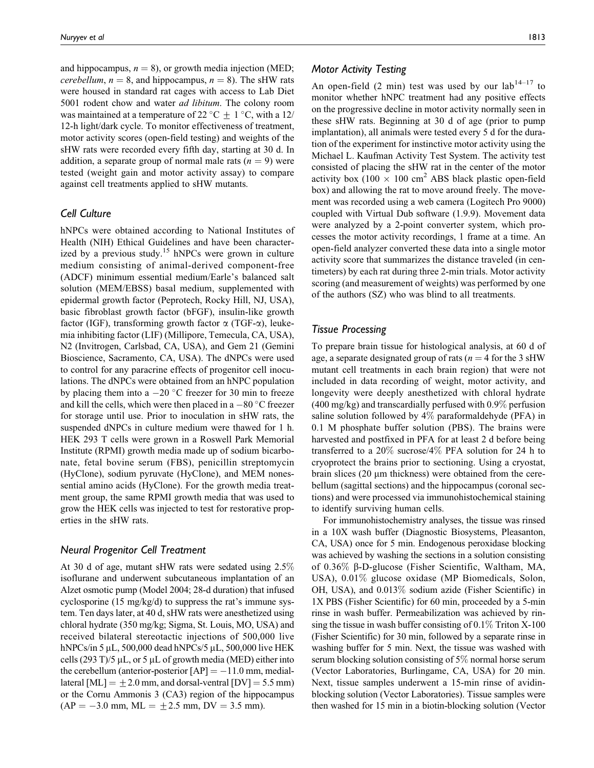and hippocampus, $n = 8$), or growth media injection (MED; *cerebellum*, $n = 8$, and hippocampus, $n = 8$). The sHW rats were housed in standard rat cages with access to Lab Diet 5001 rodent chow and water *ad libitum*. The colony room was maintained at a temperature of 22 °C ± 1 °C, with a 12/12-h light/dark cycle. To monitor effectiveness of treatment, motor activity scores (open-field testing) and weights of the sHW rats were recorded every fifth day, starting at 30 d. In addition, a separate group of normal male rats ($n = 9$) were tested (weight gain and motor activity assay) to compare against cell treatments applied to sHW mutants.

## Cell Culture

hNPCs were obtained according to National Institutes of Health (NIH) Ethical Guidelines and have been characterized by a previous study.[15] hNPCs were grown in culture medium consisting of animal-derived component-free (ADCF) minimum essential medium/Earle's balanced salt solution (MEM/EBSS) basal medium, supplemented with epidermal growth factor (Peprotech, Rocky Hill, NJ, USA), basic fibroblast growth factor (bFGF), insulin-like growth factor (IGF), transforming growth factor α (TGF-α), leukemia inhibiting factor (LIF) (Millipore, Temecula, CA, USA), N2 (Invitrogen, Carlsbad, CA, USA), and Gem 21 (Gemini Bioscience, Sacramento, CA, USA). The dNPCs were used to control for any paracrine effects of progenitor cell inoculations. The dNPCs were obtained from an hNPC population by placing them into a −20 °C freezer for 30 min to freeze and kill the cells, which were then placed in a −80 °C freezer for storage until use. Prior to inoculation in sHW rats, the suspended dNPCs in culture medium were thawed for 1 h. HEK 293 T cells were grown in a Roswell Park Memorial Institute (RPMI) growth media made up of sodium bicarbonate, fetal bovine serum (FBS), penicillin streptomycin (HyClone), sodium pyruvate (HyClone), and MEM nonessential amino acids (HyClone). For the growth media treatment group, the same RPMI growth media that was used to grow the HEK cells was injected to test for restorative properties in the sHW rats.

## Neural Progenitor Cell Treatment

At 30 d of age, mutant sHW rats were sedated using 2.5% isoflurane and underwent subcutaneous implantation of an Alzet osmotic pump (Model 2004; 28-d duration) that infused cyclosporine (15 mg/kg/d) to suppress the rat's immune system. Ten days later, at 40 d, sHW rats were anesthetized using chloral hydrate (350 mg/kg; Sigma, St. Louis, MO, USA) and received bilateral stereotactic injections of 500,000 live hNPCs/in 5 μL, 500,000 dead hNPCs/5 μL, 500,000 live HEK cells (293 T)/5 μL, or 5 μL of growth media (MED) either into the cerebellum (anterior-posterior [AP] = −11.0 mm, medial-lateral [ML] = ±2.0 mm, and dorsal-ventral [DV] = 5.5 mm) or the Cornu Ammonis 3 (CA3) region of the hippocampus (AP = −3.0 mm, ML = ±2.5 mm, DV = 3.5 mm).

## Motor Activity Testing

An open-field (2 min) test was used by our lab[14–17] to monitor whether hNPC treatment had any positive effects on the progressive decline in motor activity normally seen in these sHW rats. Beginning at 30 d of age (prior to pump implantation), all animals were tested every 5 d for the duration of the experiment for instinctive motor activity using the Michael L. Kaufman Activity Test System. The activity test consisted of placing the sHW rat in the center of the motor activity box (100 × 100 $cm^2$ ABS black plastic open-field box) and allowing the rat to move around freely. The movement was recorded using a web camera (Logitech Pro 9000) coupled with Virtual Dub software (1.9.9). Movement data were analyzed by a 2-point converter system, which processes the motor activity recordings, 1 frame at a time. An open-field analyzer converted these data into a single motor activity score that summarizes the distance traveled (in centimeters) by each rat during three 2-min trials. Motor activity scoring (and measurement of weights) was performed by one of the authors (SZ) who was blind to all treatments.

## Tissue Processing

To prepare brain tissue for histological analysis, at 60 d of age, a separate designated group of rats ($n = 4$ for the 3 sHW mutant cell treatments in each brain region) that were not included in data recording of weight, motor activity, and longevity were deeply anesthetized with chloral hydrate (400 mg/kg) and transcardially perfused with 0.9% perfusion saline solution followed by 4% paraformaldehyde (PFA) in 0.1 M phosphate buffer solution (PBS). The brains were harvested and postfixed in PFA for at least 2 d before being transferred to a 20% sucrose/4% PFA solution for 24 h to cryoprotect the brains prior to sectioning. Using a cryostat, brain slices (20 μm thickness) were obtained from the cerebellum (sagittal sections) and the hippocampus (coronal sections) and were processed via immunohistochemical staining to identify surviving human cells.

For immunohistochemistry analyses, the tissue was rinsed in a 10X wash buffer (Diagnostic Biosystems, Pleasanton, CA, USA) once for 5 min. Endogenous peroxidase blocking was achieved by washing the sections in a solution consisting of 0.36% β-D-glucose (Fisher Scientific, Waltham, MA, USA), 0.01% glucose oxidase (MP Biomedicals, Solon, OH, USA), and 0.013% sodium azide (Fisher Scientific) in 1X PBS (Fisher Scientific) for 60 min, proceeded by a 5-min rinse in wash buffer. Permeabilization was achieved by rinsing the tissue in wash buffer consisting of 0.1% Triton X-100 (Fisher Scientific) for 30 min, followed by a separate rinse in washing buffer for 5 min. Next, the tissue was washed with serum blocking solution consisting of 5% normal horse serum (Vector Laboratories, Burlingame, CA, USA) for 20 min. Next, tissue samples underwent a 15-min rinse of avidin-blocking solution (Vector Laboratories). Tissue samples were then washed for 15 min in a biotin-blocking solution (Vector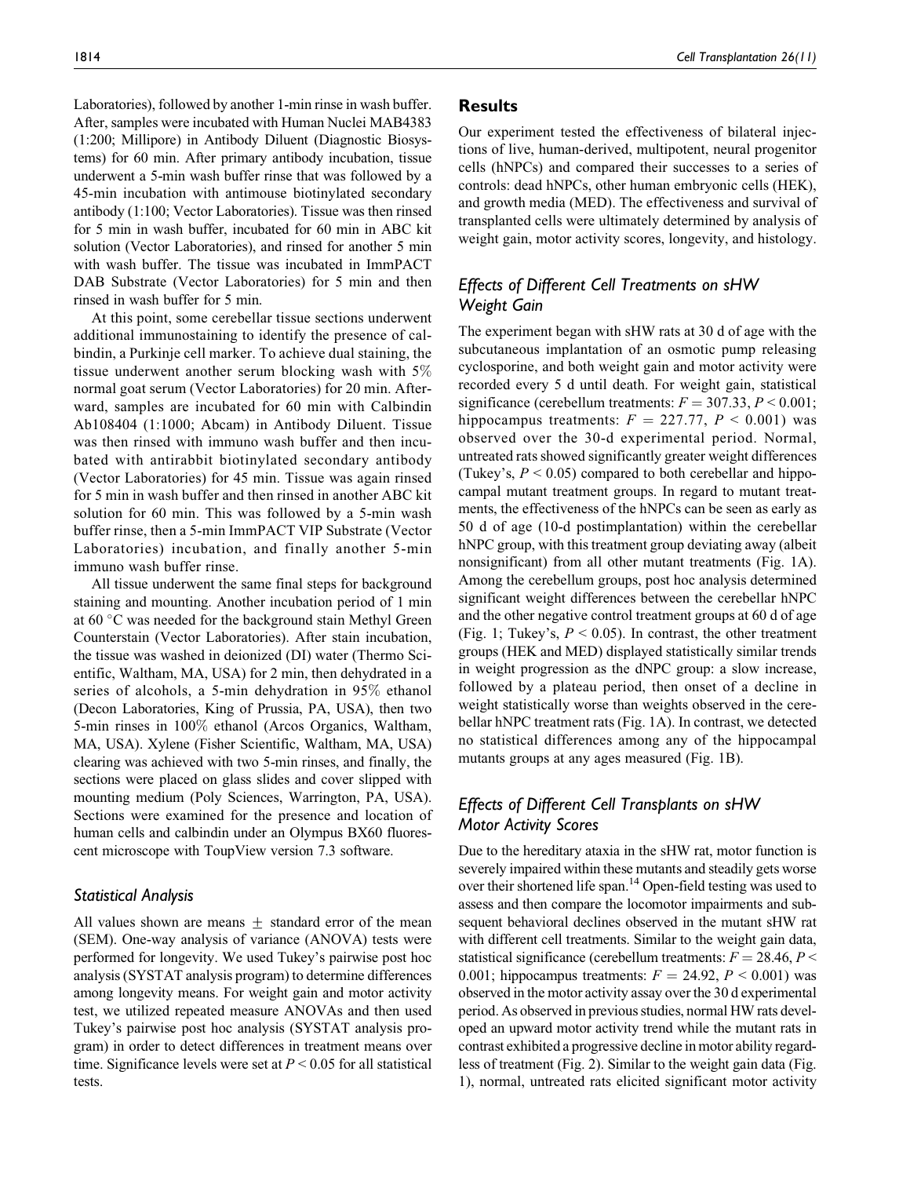Laboratories), followed by another 1-min rinse in wash buffer. After, samples were incubated with Human Nuclei MAB4383 (1:200; Millipore) in Antibody Diluent (Diagnostic Biosystems) for 60 min. After primary antibody incubation, tissue underwent a 5-min wash buffer rinse that was followed by a 45-min incubation with antimouse biotinylated secondary antibody (1:100; Vector Laboratories). Tissue was then rinsed for 5 min in wash buffer, incubated for 60 min in ABC kit solution (Vector Laboratories), and rinsed for another 5 min with wash buffer. The tissue was incubated in ImmPACT DAB Substrate (Vector Laboratories) for 5 min and then rinsed in wash buffer for 5 min.

At this point, some cerebellar tissue sections underwent additional immunostaining to identify the presence of calbindin, a Purkinje cell marker. To achieve dual staining, the tissue underwent another serum blocking wash with 5% normal goat serum (Vector Laboratories) for 20 min. Afterward, samples are incubated for 60 min with Calbindin Ab108404 (1:1000; Abcam) in Antibody Diluent. Tissue was then rinsed with immuno wash buffer and then incubated with antirabbit biotinylated secondary antibody (Vector Laboratories) for 45 min. Tissue was again rinsed for 5 min in wash buffer and then rinsed in another ABC kit solution for 60 min. This was followed by a 5-min wash buffer rinse, then a 5-min ImmPACT VIP Substrate (Vector Laboratories) incubation, and finally another 5-min immuno wash buffer rinse.

All tissue underwent the same final steps for background staining and mounting. Another incubation period of 1 min at 60 °C was needed for the background stain Methyl Green Counterstain (Vector Laboratories). After stain incubation, the tissue was washed in deionized (DI) water (Thermo Scientific, Waltham, MA, USA) for 2 min, then dehydrated in a series of alcohols, a 5-min dehydration in 95% ethanol (Decon Laboratories, King of Prussia, PA, USA), then two 5-min rinses in 100% ethanol (Arcos Organics, Waltham, MA, USA). Xylene (Fisher Scientific, Waltham, MA, USA) clearing was achieved with two 5-min rinses, and finally, the sections were placed on glass slides and cover slipped with mounting medium (Poly Sciences, Warrington, PA, USA). Sections were examined for the presence and location of human cells and calbindin under an Olympus BX60 fluorescent microscope with ToupView version 7.3 software.

### Statistical Analysis

All values shown are means $\pm$ standard error of the mean (SEM). One-way analysis of variance (ANOVA) tests were performed for longevity. We used Tukey's pairwise post hoc analysis (SYSTAT analysis program) to determine differences among longevity means. For weight gain and motor activity test, we utilized repeated measure ANOVAs and then used Tukey's pairwise post hoc analysis (SYSTAT analysis program) in order to detect differences in treatment means over time. Significance levels were set at $P < 0.05$ for all statistical tests.

## Results

Our experiment tested the effectiveness of bilateral injections of live, human-derived, multipotent, neural progenitor cells (hNPCs) and compared their successes to a series of controls: dead hNPCs, other human embryonic cells (HEK), and growth media (MED). The effectiveness and survival of transplanted cells were ultimately determined by analysis of weight gain, motor activity scores, longevity, and histology.

### Effects of Different Cell Treatments on sHW Weight Gain

The experiment began with sHW rats at 30 d of age with the subcutaneous implantation of an osmotic pump releasing cyclosporine, and both weight gain and motor activity were recorded every 5 d until death. For weight gain, statistical significance (cerebellum treatments: $F = 307.33$, $P < 0.001$; hippocampus treatments: $F = 227.77$, $P < 0.001$) was observed over the 30-d experimental period. Normal, untreated rats showed significantly greater weight differences (Tukey's, $P < 0.05$) compared to both cerebellar and hippocampal mutant treatment groups. In regard to mutant treatments, the effectiveness of the hNPCs can be seen as early as 50 d of age (10-d postimplantation) within the cerebellar hNPC group, with this treatment group deviating away (albeit nonsignificant) from all other mutant treatments (Fig. 1A). Among the cerebellum groups, post hoc analysis determined significant weight differences between the cerebellar hNPC and the other negative control treatment groups at 60 d of age (Fig. 1; Tukey's, $P < 0.05$). In contrast, the other treatment groups (HEK and MED) displayed statistically similar trends in weight progression as the dNPC group: a slow increase, followed by a plateau period, then onset of a decline in weight statistically worse than weights observed in the cerebellar hNPC treatment rats (Fig. 1A). In contrast, we detected no statistical differences among any of the hippocampal mutants groups at any ages measured (Fig. 1B).

### Effects of Different Cell Transplants on sHW Motor Activity Scores

Due to the hereditary ataxia in the sHW rat, motor function is severely impaired within these mutants and steadily gets worse over their shortened life span.[14] Open-field testing was used to assess and then compare the locomotor impairments and subsequent behavioral declines observed in the mutant sHW rat with different cell treatments. Similar to the weight gain data, statistical significance (cerebellum treatments: $F = 28.46$, $P < 0.001$; hippocampus treatments: $F = 24.92$, $P < 0.001$) was observed in the motor activity assay over the 30 d experimental period. As observed in previous studies, normal HW rats developed an upward motor activity trend while the mutant rats in contrast exhibited a progressive decline in motor ability regardless of treatment (Fig. 2). Similar to the weight gain data (Fig. 1), normal, untreated rats elicited significant motor activity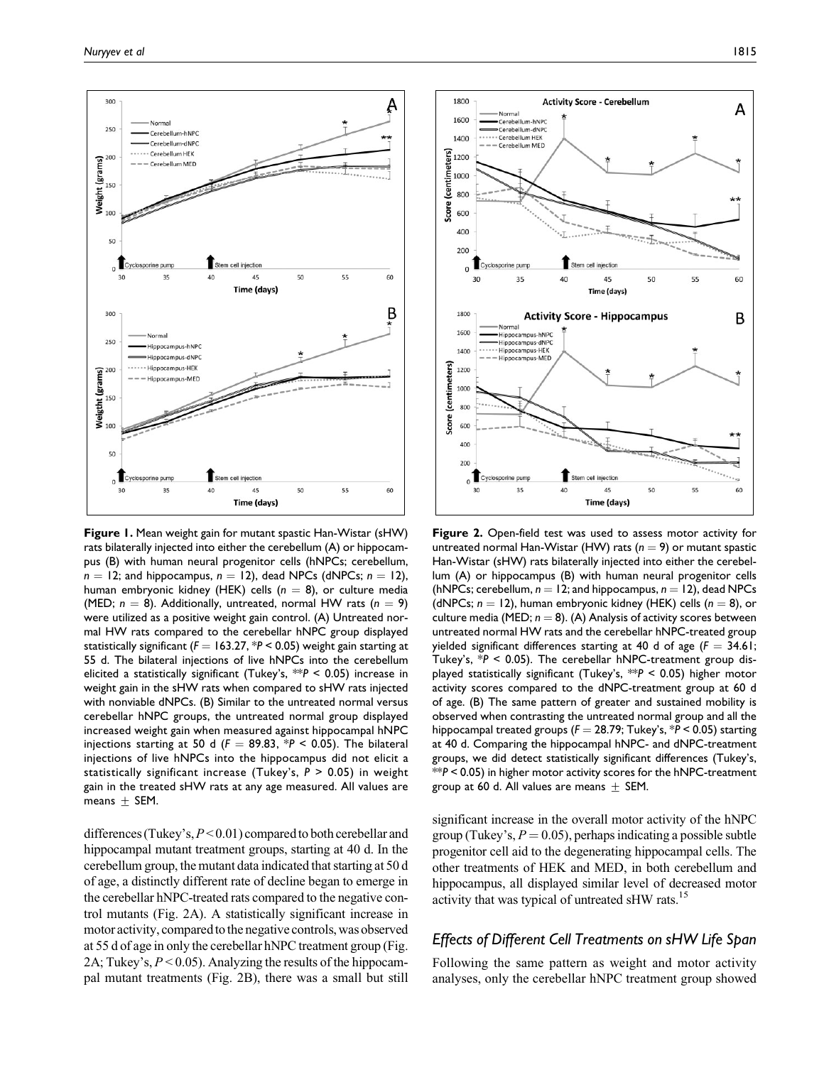**Figure 1.** Mean weight gain for mutant spastic Han-Wistar (sHW) rats bilaterally injected into either the cerebellum (A) or hippocampus (B) with human neural progenitor cells (hNPCs; cerebellum, $n = 12$; and hippocampus, $n = 12$), dead NPCs (dNPCs; $n = 12$), human embryonic kidney (HEK) cells ($n = 8$), or culture media (MED; $n = 8$). Additionally, untreated, normal HW rats ($n = 9$) were utilized as a positive weight gain control. (A) Untreated normal HW rats compared to the cerebellar hNPC group displayed statistically significant ($F = 163.27$, $*P < 0.05$) weight gain starting at 55 d. The bilateral injections of live hNPCs into the cerebellum elicited a statistically significant (Tukey's, $**P < 0.05$) increase in weight gain in the sHW rats when compared to sHW rats injected with nonviable dNPCs. (B) Similar to the untreated normal versus cerebellar hNPC groups, the untreated normal group displayed increased weight gain when measured against hippocampal hNPC injections starting at 50 d ($F = 89.83$, $*P < 0.05$). The bilateral injections of live hNPCs into the hippocampus did not elicit a statistically significant increase (Tukey's, $P > 0.05$) in weight gain in the treated sHW rats at any age measured. All values are means $\pm$ SEM.

**Figure 2.** Open-field test was used to assess motor activity for untreated normal Han-Wistar (HW) rats ($n = 9$) or mutant spastic Han-Wistar (sHW) rats bilaterally injected into either the cerebellum (A) or hippocampus (B) with human neural progenitor cells (hNPCs; cerebellum, $n = 12$; and hippocampus, $n = 12$), dead NPCs (dNPCs; $n = 12$), human embryonic kidney (HEK) cells ($n = 8$), or culture media (MED; $n = 8$). (A) Analysis of activity scores between untreated normal HW rats and the cerebellar hNPC-treated group yielded significant differences starting at 40 d of age ($F = 34.61$; Tukey's, $*P < 0.05$). The cerebellar hNPC-treatment group displayed statistically significant (Tukey's, $**P < 0.05$) higher motor activity scores compared to the dNPC-treatment group at 60 d of age. (B) The same pattern of greater and sustained mobility is observed when contrasting the untreated normal group and all the hippocampal treated groups ($F = 28.79$; Tukey's, $*P < 0.05$) starting at 40 d. Comparing the hippocampal hNPC- and dNPC-treatment groups, we did detect statistically significant differences (Tukey's, $**P < 0.05$) in higher motor activity scores for the hNPC-treatment group at 60 d. All values are means $\pm$ SEM.

differences (Tukey's, $P < 0.01$) compared to both cerebellar and hippocampal mutant treatment groups, starting at 40 d. In the cerebellum group, the mutant data indicated that starting at 50 d of age, a distinctly different rate of decline began to emerge in the cerebellar hNPC-treated rats compared to the negative control mutants (Fig. 2A). A statistically significant increase in motor activity, compared to the negative controls, was observed at 55 d of age in only the cerebellar hNPC treatment group (Fig. 2A; Tukey's, $P < 0.05$). Analyzing the results of the hippocampal mutant treatments (Fig. 2B), there was a small but still significant increase in the overall motor activity of the hNPC group (Tukey's, $P = 0.05$), perhaps indicating a possible subtle progenitor cell aid to the degenerating hippocampal cells. The other treatments of HEK and MED, in both cerebellum and hippocampus, all displayed similar level of decreased motor activity that was typical of untreated sHW rats.[15]

## Effects of Different Cell Treatments on sHW Life Span

Following the same pattern as weight and motor activity analyses, only the cerebellar hNPC treatment group showed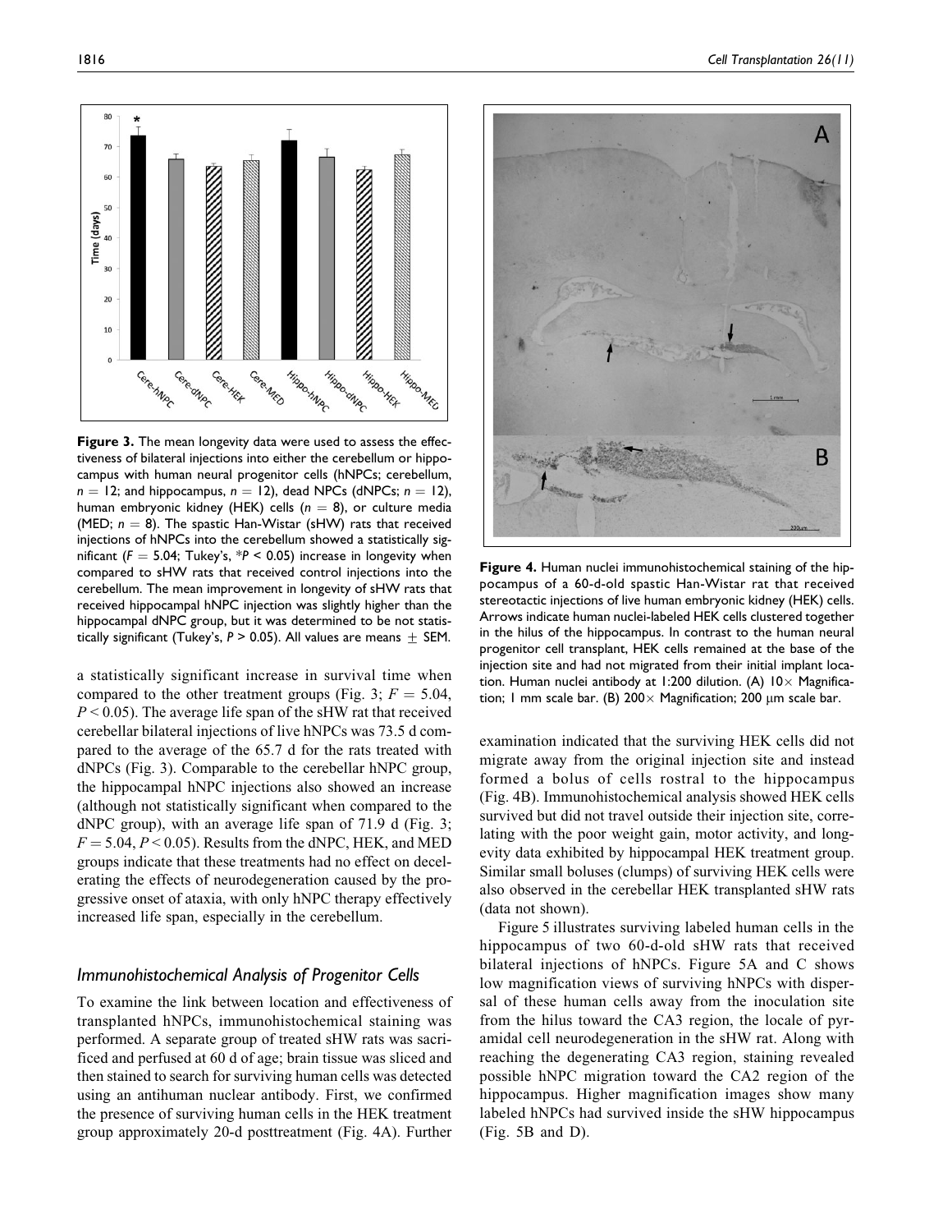**Figure 3.** The mean longevity data were used to assess the effectiveness of bilateral injections into either the cerebellum or hippocampus with human neural progenitor cells (hNPCs; cerebellum, $n = 12$; and hippocampus, $n = 12$), dead NPCs (dNPCs; $n = 12$), human embryonic kidney (HEK) cells ($n = 8$), or culture media (MED; $n = 8$). The spastic Han-Wistar (sHW) rats that received injections of hNPCs into the cerebellum showed a statistically significant ($F = 5.04$; Tukey's, *$P < 0.05$) increase in longevity when compared to sHW rats that received control injections into the cerebellum. The mean improvement in longevity of sHW rats that received hippocampal hNPC injection was slightly higher than the hippocampal dNPC group, but it was determined to be not statistically significant (Tukey's, $P > 0.05$). All values are means $\pm$ SEM.

a statistically significant increase in survival time when compared to the other treatment groups (Fig. 3; $F = 5.04$, $P < 0.05$). The average life span of the sHW rat that received cerebellar bilateral injections of live hNPCs was 73.5 d compared to the average of the 65.7 d for the rats treated with dNPCs (Fig. 3). Comparable to the cerebellar hNPC group, the hippocampal hNPC injections also showed an increase (although not statistically significant when compared to the dNPC group), with an average life span of 71.9 d (Fig. 3; $F = 5.04$, $P < 0.05$). Results from the dNPC, HEK, and MED groups indicate that these treatments had no effect on decelerating the effects of neurodegeneration caused by the progressive onset of ataxia, with only hNPC therapy effectively increased life span, especially in the cerebellum.

### Immunohistochemical Analysis of Progenitor Cells

To examine the link between location and effectiveness of transplanted hNPCs, immunohistochemical staining was performed. A separate group of treated sHW rats was sacrificed and perfused at 60 d of age; brain tissue was sliced and then stained to search for surviving human cells was detected using an antihuman nuclear antibody. First, we confirmed the presence of surviving human cells in the HEK treatment group approximately 20-d posttreatment (Fig. 4A). Further examination indicated that the surviving HEK cells did not migrate away from the original injection site and instead formed a bolus of cells rostral to the hippocampus (Fig. 4B). Immunohistochemical analysis showed HEK cells survived but did not travel outside their injection site, correlating with the poor weight gain, motor activity, and longevity data exhibited by hippocampal HEK treatment group. Similar small boluses (clumps) of surviving HEK cells were also observed in the cerebellar HEK transplanted sHW rats (data not shown).

**Figure 4.** Human nuclei immunohistochemical staining of the hippocampus of a 60-d-old spastic Han-Wistar rat that received stereotactic injections of live human embryonic kidney (HEK) cells. Arrows indicate human nuclei-labeled HEK cells clustered together in the hilus of the hippocampus. In contrast to the human neural progenitor cell transplant, HEK cells remained at the base of the injection site and had not migrated from their initial implant location. Human nuclei antibody at 1:200 dilution. (A) 10× Magnification; 1 mm scale bar. (B) 200× Magnification; 200 μm scale bar.

Figure 5 illustrates surviving labeled human cells in the hippocampus of two 60-d-old sHW rats that received bilateral injections of hNPCs. Figure 5A and C shows low magnification views of surviving hNPCs with dispersal of these human cells away from the inoculation site from the hilus toward the CA3 region, the locale of pyramidal cell neurodegeneration in the sHW rat. Along with reaching the degenerating CA3 region, staining revealed possible hNPC migration toward the CA2 region of the hippocampus. Higher magnification images show many labeled hNPCs had survived inside the sHW hippocampus (Fig. 5B and D).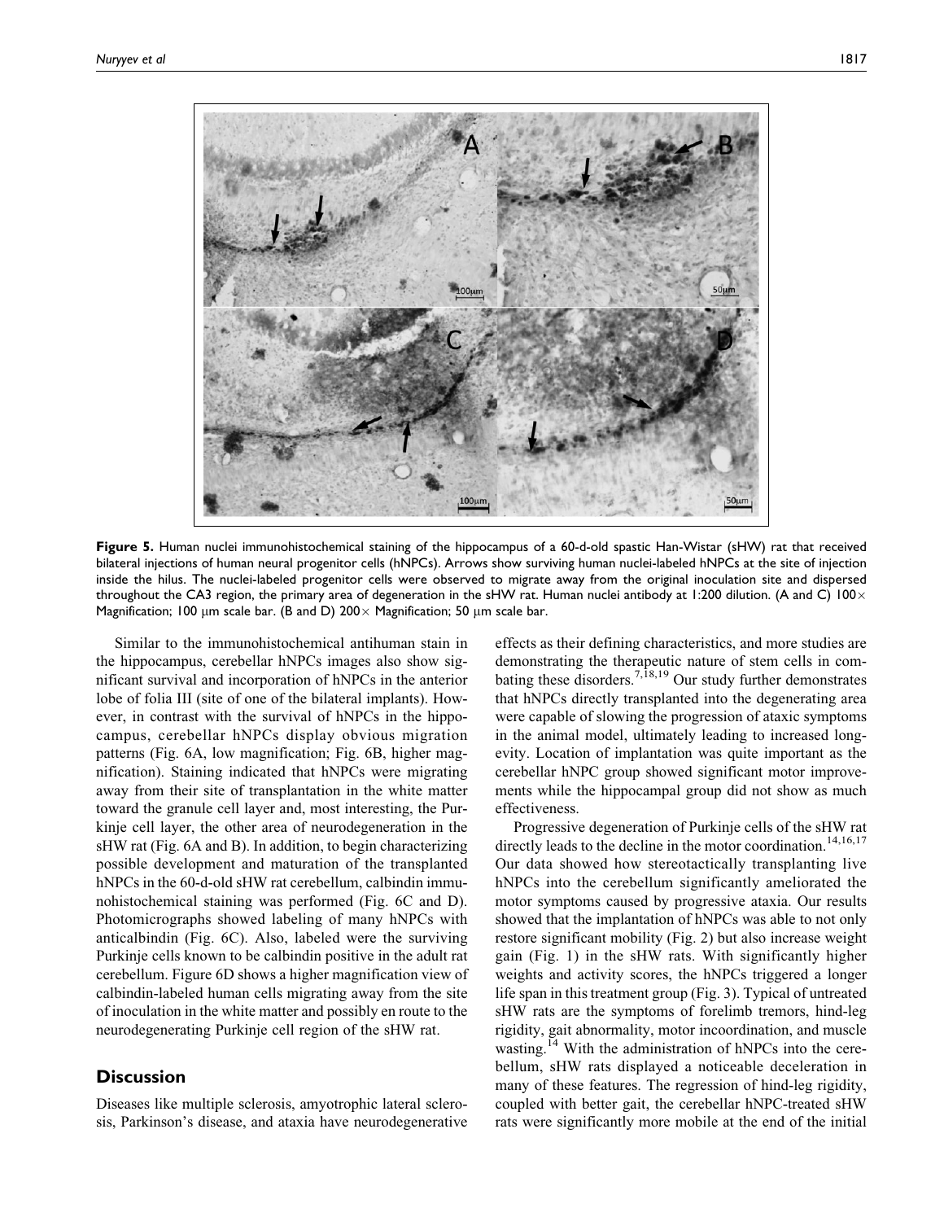**Figure 5.** Human nuclei immunohistochemical staining of the hippocampus of a 60-d-old spastic Han-Wistar (sHW) rat that received bilateral injections of human neural progenitor cells (hNPCs). Arrows show surviving human nuclei-labeled hNPCs at the site of injection inside the hilus. The nuclei-labeled progenitor cells were observed to migrate away from the original inoculation site and dispersed throughout the CA3 region, the primary area of degeneration in the sHW rat. Human nuclei antibody at 1:200 dilution. (A and C) 100× Magnification; 100 μm scale bar. (B and D) 200× Magnification; 50 μm scale bar.

Similar to the immunohistochemical antihuman stain in the hippocampus, cerebellar hNPCs images also show significant survival and incorporation of hNPCs in the anterior lobe of folia III (site of one of the bilateral implants). However, in contrast with the survival of hNPCs in the hippocampus, cerebellar hNPCs display obvious migration patterns (Fig. 6A, low magnification; Fig. 6B, higher magnification). Staining indicated that hNPCs were migrating away from their site of transplantation in the white matter toward the granule cell layer and, most interesting, the Purkinje cell layer, the other area of neurodegeneration in the sHW rat (Fig. 6A and B). In addition, to begin characterizing possible development and maturation of the transplanted hNPCs in the 60-d-old sHW rat cerebellum, calbindin immunohistochemical staining was performed (Fig. 6C and D). Photomicrographs showed labeling of many hNPCs with anticalbindin (Fig. 6C). Also, labeled were the surviving Purkinje cells known to be calbindin positive in the adult rat cerebellum. Figure 6D shows a higher magnification view of calbindin-labeled human cells migrating away from the site of inoculation in the white matter and possibly en route to the neurodegenerating Purkinje cell region of the sHW rat.

## Discussion

Diseases like multiple sclerosis, amyotrophic lateral sclerosis, Parkinson's disease, and ataxia have neurodegenerative effects as their defining characteristics, and more studies are demonstrating the therapeutic nature of stem cells in combating these disorders.[7,18,19] Our study further demonstrates that hNPCs directly transplanted into the degenerating area were capable of slowing the progression of ataxic symptoms in the animal model, ultimately leading to increased longevity. Location of implantation was quite important as the cerebellar hNPC group showed significant motor improvements while the hippocampal group did not show as much effectiveness.

Progressive degeneration of Purkinje cells of the sHW rat directly leads to the decline in the motor coordination.[14,16,17] Our data showed how stereotactically transplanting live hNPCs into the cerebellum significantly ameliorated the motor symptoms caused by progressive ataxia. Our results showed that the implantation of hNPCs was able to not only restore significant mobility (Fig. 2) but also increase weight gain (Fig. 1) in the sHW rats. With significantly higher weights and activity scores, the hNPCs triggered a longer life span in this treatment group (Fig. 3). Typical of untreated sHW rats are the symptoms of forelimb tremors, hind-leg rigidity, gait abnormality, motor incoordination, and muscle wasting.[14] With the administration of hNPCs into the cerebellum, sHW rats displayed a noticeable deceleration in many of these features. The regression of hind-leg rigidity, coupled with better gait, the cerebellar hNPC-treated sHW rats were significantly more mobile at the end of the initial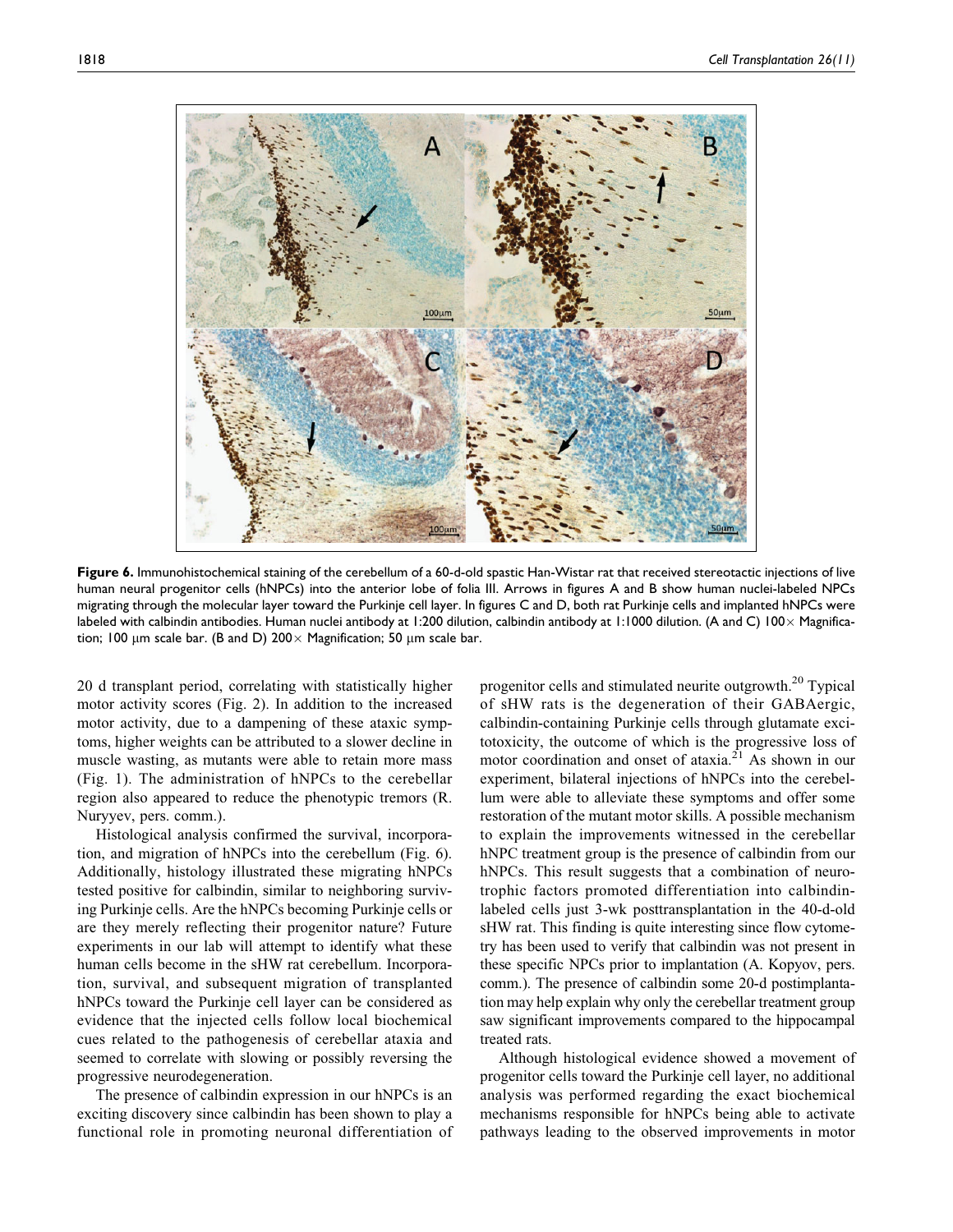**Figure 6.** Immunohistochemical staining of the cerebellum of a 60-d-old spastic Han-Wistar rat that received stereotactic injections of live human neural progenitor cells (hNPCs) into the anterior lobe of folia III. Arrows in figures A and B show human nuclei-labeled NPCs migrating through the molecular layer toward the Purkinje cell layer. In figures C and D, both rat Purkinje cells and implanted hNPCs were labeled with calbindin antibodies. Human nuclei antibody at 1:200 dilution, calbindin antibody at 1:1000 dilution. (A and C) 100× Magnification; 100 μm scale bar. (B and D) 200× Magnification; 50 μm scale bar.

20 d transplant period, correlating with statistically higher motor activity scores (Fig. 2). In addition to the increased motor activity, due to a dampening of these ataxic symptoms, higher weights can be attributed to a slower decline in muscle wasting, as mutants were able to retain more mass (Fig. 1). The administration of hNPCs to the cerebellar region also appeared to reduce the phenotypic tremors (R. Nuryyev, pers. comm.).

Histological analysis confirmed the survival, incorporation, and migration of hNPCs into the cerebellum (Fig. 6). Additionally, histology illustrated these migrating hNPCs tested positive for calbindin, similar to neighboring surviving Purkinje cells. Are the hNPCs becoming Purkinje cells or are they merely reflecting their progenitor nature? Future experiments in our lab will attempt to identify what these human cells become in the sHW rat cerebellum. Incorporation, survival, and subsequent migration of transplanted hNPCs toward the Purkinje cell layer can be considered as evidence that the injected cells follow local biochemical cues related to the pathogenesis of cerebellar ataxia and seemed to correlate with slowing or possibly reversing the progressive neurodegeneration.

The presence of calbindin expression in our hNPCs is an exciting discovery since calbindin has been shown to play a functional role in promoting neuronal differentiation of progenitor cells and stimulated neurite outgrowth.[20] Typical of sHW rats is the degeneration of their GABAergic, calbindin-containing Purkinje cells through glutamate excitotoxicity, the outcome of which is the progressive loss of motor coordination and onset of ataxia.[21] As shown in our experiment, bilateral injections of hNPCs into the cerebellum were able to alleviate these symptoms and offer some restoration of the mutant motor skills. A possible mechanism to explain the improvements witnessed in the cerebellar hNPC treatment group is the presence of calbindin from our hNPCs. This result suggests that a combination of neurotrophic factors promoted differentiation into calbindin-labeled cells just 3-wk posttransplantation in the 40-d-old sHW rat. This finding is quite interesting since flow cytometry has been used to verify that calbindin was not present in these specific NPCs prior to implantation (A. Kopyov, pers. comm.). The presence of calbindin some 20-d postimplantation may help explain why only the cerebellar treatment group saw significant improvements compared to the hippocampal treated rats.

Although histological evidence showed a movement of progenitor cells toward the Purkinje cell layer, no additional analysis was performed regarding the exact biochemical mechanisms responsible for hNPCs being able to activate pathways leading to the observed improvements in motor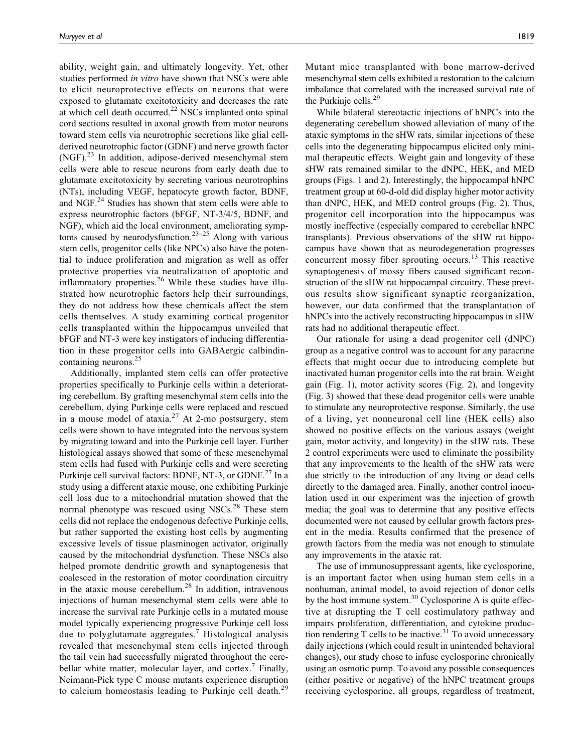ability, weight gain, and ultimately longevity. Yet, other studies performed *in vitro* have shown that NSCs were able to elicit neuroprotective effects on neurons that were exposed to glutamate excitotoxicity and decreases the rate at which cell death occurred.[22] NSCs implanted onto spinal cord sections resulted in axonal growth from motor neurons toward stem cells via neurotrophic secretions like glial cell-derived neurotrophic factor (GDNF) and nerve growth factor (NGF).[23] In addition, adipose-derived mesenchymal stem cells were able to rescue neurons from early death due to glutamate excitotoxicity by secreting various neurotrophins (NTs), including VEGF, hepatocyte growth factor, BDNF, and NGF.[24] Studies has shown that stem cells were able to express neurotrophic factors (bFGF, NT-3/4/5, BDNF, and NGF), which aid the local environment, ameliorating symptoms caused by neurodysfunction.[23–25] Along with various stem cells, progenitor cells (like NPCs) also have the potential to induce proliferation and migration as well as offer protective properties via neutralization of apoptotic and inflammatory properties.[26] While these studies have illustrated how neurotrophic factors help their surroundings, they do not address how these chemicals affect the stem cells themselves. A study examining cortical progenitor cells transplanted within the hippocampus unveiled that bFGF and NT-3 were key instigators of inducing differentiation in these progenitor cells into GABAergic calbindin-containing neurons.[25]

Additionally, implanted stem cells can offer protective properties specifically to Purkinje cells within a deteriorating cerebellum. By grafting mesenchymal stem cells into the cerebellum, dying Purkinje cells were replaced and rescued in a mouse model of ataxia.[27] At 2-mo postsurgery, stem cells were shown to have integrated into the nervous system by migrating toward and into the Purkinje cell layer. Further histological assays showed that some of these mesenchymal stem cells had fused with Purkinje cells and were secreting Purkinje cell survival factors: BDNF, NT-3, or GDNF.[27] In a study using a different ataxic mouse, one exhibiting Purkinje cell loss due to a mitochondrial mutation showed that the normal phenotype was rescued using NSCs.[28] These stem cells did not replace the endogenous defective Purkinje cells, but rather supported the existing host cells by augmenting excessive levels of tissue plasminogen activator, originally caused by the mitochondrial dysfunction. These NSCs also helped promote dendritic growth and synaptogenesis that coalesced in the restoration of motor coordination circuitry in the ataxic mouse cerebellum.[28] In addition, intravenous injections of human mesenchymal stem cells were able to increase the survival rate Purkinje cells in a mutated mouse model typically experiencing progressive Purkinje cell loss due to polyglutamate aggregates.[7] Histological analysis revealed that mesenchymal stem cells injected through the tail vein had successfully migrated throughout the cerebellar white matter, molecular layer, and cortex.[7] Finally, Neimann-Pick type C mouse mutants experience disruption to calcium homeostasis leading to Purkinje cell death.[29] Mutant mice transplanted with bone marrow-derived mesenchymal stem cells exhibited a restoration to the calcium imbalance that correlated with the increased survival rate of the Purkinje cells.[29]

While bilateral stereotactic injections of hNPCs into the degenerating cerebellum showed alleviation of many of the ataxic symptoms in the sHW rats, similar injections of these cells into the degenerating hippocampus elicited only minimal therapeutic effects. Weight gain and longevity of these sHW rats remained similar to the dNPC, HEK, and MED groups (Figs. 1 and 2). Interestingly, the hippocampal hNPC treatment group at 60-d-old did display higher motor activity than dNPC, HEK, and MED control groups (Fig. 2). Thus, progenitor cell incorporation into the hippocampus was mostly ineffective (especially compared to cerebellar hNPC transplants). Previous observations of the sHW rat hippocampus have shown that as neurodegeneration progresses concurrent mossy fiber sprouting occurs.[13] This reactive synaptogenesis of mossy fibers caused significant reconstruction of the sHW rat hippocampal circuitry. These previous results show significant synaptic reorganization, however, our data confirmed that the transplantation of hNPCs into the actively reconstructing hippocampus in sHW rats had no additional therapeutic effect.

Our rationale for using a dead progenitor cell (dNPC) group as a negative control was to account for any paracrine effects that might occur due to introducing complete but inactivated human progenitor cells into the rat brain. Weight gain (Fig. 1), motor activity scores (Fig. 2), and longevity (Fig. 3) showed that these dead progenitor cells were unable to stimulate any neuroprotective response. Similarly, the use of a living, yet nonneuronal cell line (HEK cells) also showed no positive effects on the various assays (weight gain, motor activity, and longevity) in the sHW rats. These 2 control experiments were used to eliminate the possibility that any improvements to the health of the sHW rats were due strictly to the introduction of any living or dead cells directly to the damaged area. Finally, another control inoculation used in our experiment was the injection of growth media; the goal was to determine that any positive effects documented were not caused by cellular growth factors present in the media. Results confirmed that the presence of growth factors from the media was not enough to stimulate any improvements in the ataxic rat.

The use of immunosuppressant agents, like cyclosporine, is an important factor when using human stem cells in a nonhuman, animal model, to avoid rejection of donor cells by the host immune system.[30] Cyclosporine A is quite effective at disrupting the T cell costimulatory pathway and impairs proliferation, differentiation, and cytokine production rendering T cells to be inactive.[31] To avoid unnecessary daily injections (which could result in unintended behavioral changes), our study chose to infuse cyclosporine chronically using an osmotic pump. To avoid any possible consequences (either positive or negative) of the hNPC treatment groups receiving cyclosporine, all groups, regardless of treatment,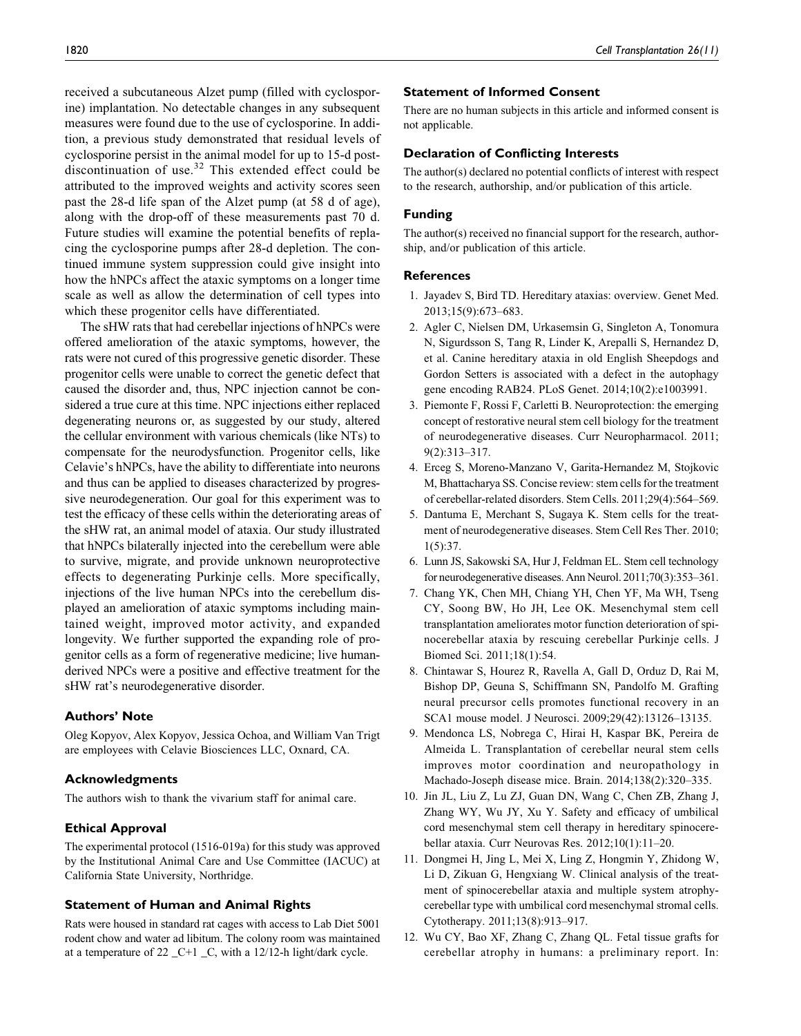received a subcutaneous Alzet pump (filled with cyclosporine) implantation. No detectable changes in any subsequent measures were found due to the use of cyclosporine. In addition, a previous study demonstrated that residual levels of cyclosporine persist in the animal model for up to 15-d post-discontinuation of use.[32] This extended effect could be attributed to the improved weights and activity scores seen past the 28-d life span of the Alzet pump (at 58 d of age), along with the drop-off of these measurements past 70 d. Future studies will examine the potential benefits of replacing the cyclosporine pumps after 28-d depletion. The continued immune system suppression could give insight into how the hNPCs affect the ataxic symptoms on a longer time scale as well as allow the determination of cell types into which these progenitor cells have differentiated.

The sHW rats that had cerebellar injections of hNPCs were offered amelioration of the ataxic symptoms, however, the rats were not cured of this progressive genetic disorder. These progenitor cells were unable to correct the genetic defect that caused the disorder and, thus, NPC injection cannot be considered a true cure at this time. NPC injections either replaced degenerating neurons or, as suggested by our study, altered the cellular environment with various chemicals (like NTs) to compensate for the neurodysfunction. Progenitor cells, like Celavie's hNPCs, have the ability to differentiate into neurons and thus can be applied to diseases characterized by progressive neurodegeneration. Our goal for this experiment was to test the efficacy of these cells within the deteriorating areas of the sHW rat, an animal model of ataxia. Our study illustrated that hNPCs bilaterally injected into the cerebellum were able to survive, migrate, and provide unknown neuroprotective effects to degenerating Purkinje cells. More specifically, injections of the live human NPCs into the cerebellum displayed an amelioration of ataxic symptoms including maintained weight, improved motor activity, and expanded longevity. We further supported the expanding role of progenitor cells as a form of regenerative medicine; live human-derived NPCs were a positive and effective treatment for the sHW rat's neurodegenerative disorder.

## Authors' Note

Oleg Kopyov, Alex Kopyov, Jessica Ochoa, and William Van Trigt are employees with Celavie Biosciences LLC, Oxnard, CA.

## Acknowledgments

The authors wish to thank the vivarium staff for animal care.

## Ethical Approval

The experimental protocol (1516-019a) for this study was approved by the Institutional Animal Care and Use Committee (IACUC) at California State University, Northridge.

## Statement of Human and Animal Rights

Rats were housed in standard rat cages with access to Lab Diet 5001 rodent chow and water ad libitum. The colony room was maintained at a temperature of 22 _C+1 _C, with a 12/12-h light/dark cycle.

## Statement of Informed Consent

There are no human subjects in this article and informed consent is not applicable.

## Declaration of Conflicting Interests

The author(s) declared no potential conflicts of interest with respect to the research, authorship, and/or publication of this article.

## Funding

The author(s) received no financial support for the research, authorship, and/or publication of this article.

## References

1. Jayadev S, Bird TD. Hereditary ataxias: overview. Genet Med. 2013;15(9):673–683.
2. Agler C, Nielsen DM, Urkasemsin G, Singleton A, Tonomura N, Sigurdsson S, Tang R, Linder K, Arepalli S, Hernandez D, et al. Canine hereditary ataxia in old English Sheepdogs and Gordon Setters is associated with a defect in the autophagy gene encoding RAB24. PLoS Genet. 2014;10(2):e1003991.
3. Piemonte F, Rossi F, Carletti B. Neuroprotection: the emerging concept of restorative neural stem cell biology for the treatment of neurodegenerative diseases. Curr Neuropharmacol. 2011; 9(2):313–317.
4. Erceg S, Moreno-Manzano V, Garita-Hernandez M, Stojkovic M, Bhattacharya SS. Concise review: stem cells for the treatment of cerebellar-related disorders. Stem Cells. 2011;29(4):564–569.
5. Dantuma E, Merchant S, Sugaya K. Stem cells for the treatment of neurodegenerative diseases. Stem Cell Res Ther. 2010; 1(5):37.
6. Lunn JS, Sakowski SA, Hur J, Feldman EL. Stem cell technology for neurodegenerative diseases. Ann Neurol. 2011;70(3):353–361.
7. Chang YK, Chen MH, Chiang YH, Chen YF, Ma WH, Tseng CY, Soong BW, Ho JH, Lee OK. Mesenchymal stem cell transplantation ameliorates motor function deterioration of spinocerebellar ataxia by rescuing cerebellar Purkinje cells. J Biomed Sci. 2011;18(1):54.
8. Chintawar S, Hourez R, Ravella A, Gall D, Orduz D, Rai M, Bishop DP, Geuna S, Schiffmann SN, Pandolfo M. Grafting neural precursor cells promotes functional recovery in an SCA1 mouse model. J Neurosci. 2009;29(42):13126–13135.
9. Mendonca LS, Nobrega C, Hirai H, Kaspar BK, Pereira de Almeida L. Transplantation of cerebellar neural stem cells improves motor coordination and neuropathology in Machado-Joseph disease mice. Brain. 2014;138(2):320–335.
10. Jin JL, Liu Z, Lu ZJ, Guan DN, Wang C, Chen ZB, Zhang J, Zhang WY, Wu JY, Xu Y. Safety and efficacy of umbilical cord mesenchymal stem cell therapy in hereditary spinocerebellar ataxia. Curr Neurovas Res. 2012;10(1):11–20.
11. Dongmei H, Jing L, Mei X, Ling Z, Hongmin Y, Zhidong W, Li D, Zikuan G, Hengxiang W. Clinical analysis of the treatment of spinocerebellar ataxia and multiple system atrophy-cerebellar type with umbilical cord mesenchymal stromal cells. Cytotherapy. 2011;13(8):913–917.
12. Wu CY, Bao XF, Zhang C, Zhang QL. Fetal tissue grafts for cerebellar atrophy in humans: a preliminary report. In: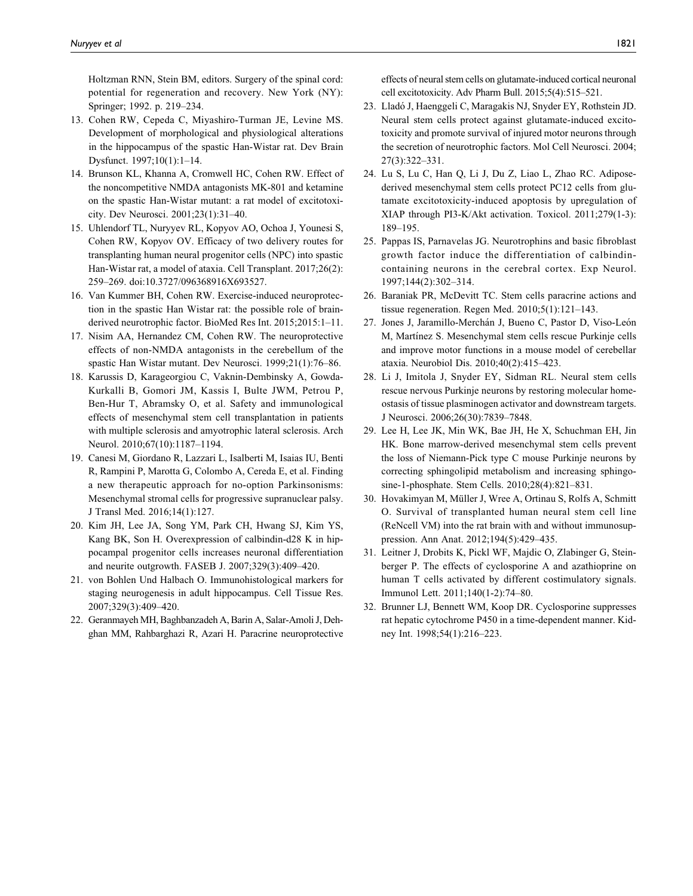Holtzman RNN, Stein BM, editors. Surgery of the spinal cord: potential for regeneration and recovery. New York (NY): Springer; 1992. p. 219–234.

13. Cohen RW, Cepeda C, Miyashiro-Turman JE, Levine MS. Development of morphological and physiological alterations in the hippocampus of the spastic Han-Wistar rat. Dev Brain Dysfunct. 1997;10(1):1–14.
14. Brunson KL, Khanna A, Cromwell HC, Cohen RW. Effect of the noncompetitive NMDA antagonists MK-801 and ketamine on the spastic Han-Wistar mutant: a rat model of excitotoxicity. Dev Neurosci. 2001;23(1):31–40.
15. Uhlendorf TL, Nuryyev RL, Kopyov AO, Ochoa J, Younesi S, Cohen RW, Kopyov OV. Efficacy of two delivery routes for transplanting human neural progenitor cells (NPC) into spastic Han-Wistar rat, a model of ataxia. Cell Transplant. 2017;26(2): 259–269. doi:10.3727/096368916X693527.
16. Van Kummer BH, Cohen RW. Exercise-induced neuroprotection in the spastic Han Wistar rat: the possible role of brain-derived neurotrophic factor. BioMed Res Int. 2015;2015:1–11.
17. Nisim AA, Hernandez CM, Cohen RW. The neuroprotective effects of non-NMDA antagonists in the cerebellum of the spastic Han Wistar mutant. Dev Neurosci. 1999;21(1):76–86.
18. Karussis D, Karageorgiou C, Vaknin-Dembinsky A, Gowda-Kurkalli B, Gomori JM, Kassis I, Bulte JWM, Petrou P, Ben-Hur T, Abramsky O, et al. Safety and immunological effects of mesenchymal stem cell transplantation in patients with multiple sclerosis and amyotrophic lateral sclerosis. Arch Neurol. 2010;67(10):1187–1194.
19. Canesi M, Giordano R, Lazzari L, Isalberti M, Isaias IU, Benti R, Rampini P, Marotta G, Colombo A, Cereda E, et al. Finding a new therapeutic approach for no-option Parkinsonisms: Mesenchymal stromal cells for progressive supranuclear palsy. J Transl Med. 2016;14(1):127.
20. Kim JH, Lee JA, Song YM, Park CH, Hwang SJ, Kim YS, Kang BK, Son H. Overexpression of calbindin-d28 K in hippocampal progenitor cells increases neuronal differentiation and neurite outgrowth. FASEB J. 2007;329(3):409–420.
21. von Bohlen Und Halbach O. Immunohistological markers for staging neurogenesis in adult hippocampus. Cell Tissue Res. 2007;329(3):409–420.
22. Geranmayeh MH, Baghbanzadeh A, Barin A, Salar-Amoli J, Dehghan MM, Rahbarghazi R, Azari H. Paracrine neuroprotective effects of neural stem cells on glutamate-induced cortical neuronal cell excitotoxicity. Adv Pharm Bull. 2015;5(4):515–521.
23. Lladó J, Haenggeli C, Maragakis NJ, Snyder EY, Rothstein JD. Neural stem cells protect against glutamate-induced excitotoxicity and promote survival of injured motor neurons through the secretion of neurotrophic factors. Mol Cell Neurosci. 2004; 27(3):322–331.
24. Lu S, Lu C, Han Q, Li J, Du Z, Liao L, Zhao RC. Adipose-derived mesenchymal stem cells protect PC12 cells from glutamate excitotoxicity-induced apoptosis by upregulation of XIAP through PI3-K/Akt activation. Toxicol. 2011;279(1-3): 189–195.
25. Pappas IS, Parnavelas JG. Neurotrophins and basic fibroblast growth factor induce the differentiation of calbindin-containing neurons in the cerebral cortex. Exp Neurol. 1997;144(2):302–314.
26. Baraniak PR, McDevitt TC. Stem cells paracrine actions and tissue regeneration. Regen Med. 2010;5(1):121–143.
27. Jones J, Jaramillo-Merchán J, Bueno C, Pastor D, Viso-León M, Martínez S. Mesenchymal stem cells rescue Purkinje cells and improve motor functions in a mouse model of cerebellar ataxia. Neurobiol Dis. 2010;40(2):415–423.
28. Li J, Imitola J, Snyder EY, Sidman RL. Neural stem cells rescue nervous Purkinje neurons by restoring molecular homeostasis of tissue plasminogen activator and downstream targets. J Neurosci. 2006;26(30):7839–7848.
29. Lee H, Lee JK, Min WK, Bae JH, He X, Schuchman EH, Jin HK. Bone marrow-derived mesenchymal stem cells prevent the loss of Niemann-Pick type C mouse Purkinje neurons by correcting sphingolipid metabolism and increasing sphingosine-1-phosphate. Stem Cells. 2010;28(4):821–831.
30. Hovakimyan M, Müller J, Wree A, Ortinau S, Rolfs A, Schmitt O. Survival of transplanted human neural stem cell line (ReNcell VM) into the rat brain with and without immunosuppression. Ann Anat. 2012;194(5):429–435.
31. Leitner J, Drobits K, Pickl WF, Majdic O, Zlabinger G, Steinberger P. The effects of cyclosporine A and azathioprine on human T cells activated by different costimulatory signals. Immunol Lett. 2011;140(1-2):74–80.
32. Brunner LJ, Bennett WM, Koop DR. Cyclosporine suppresses rat hepatic cytochrome P450 in a time-dependent manner. Kidney Int. 1998;54(1):216–223.